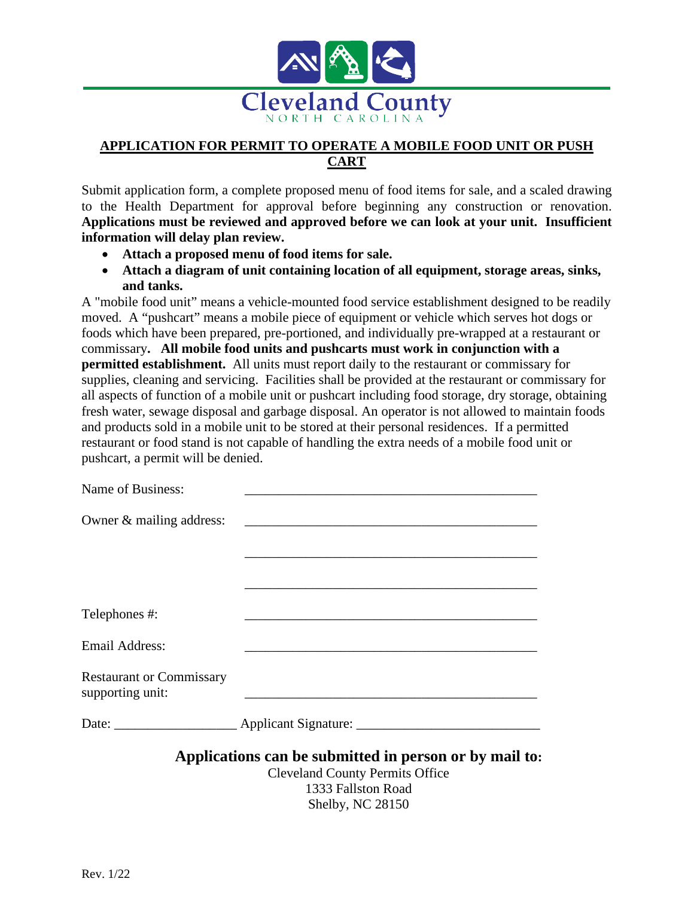# Cleveland County
NORTH CAROLINA

## APPLICATION FOR PERMIT TO OPERATE A MOBILE FOOD UNIT OR PUSH CART

Submit application form, a complete proposed menu of food items for sale, and a scaled drawing to the Health Department for approval before beginning any construction or renovation. **Applications must be reviewed and approved before we can look at your unit. Insufficient information will delay plan review.**

- **Attach a proposed menu of food items for sale.**
- **Attach a diagram of unit containing location of all equipment, storage areas, sinks, and tanks.**

A "mobile food unit" means a vehicle-mounted food service establishment designed to be readily moved. A "pushcart" means a mobile piece of equipment or vehicle which serves hot dogs or foods which have been prepared, pre-portioned, and individually pre-wrapped at a restaurant or commissary**. All mobile food units and pushcarts must work in conjunction with a permitted establishment.** All units must report daily to the restaurant or commissary for supplies, cleaning and servicing. Facilities shall be provided at the restaurant or commissary for all aspects of function of a mobile unit or pushcart including food storage, dry storage, obtaining fresh water, sewage disposal and garbage disposal. An operator is not allowed to maintain foods and products sold in a mobile unit to be stored at their personal residences. If a permitted restaurant or food stand is not capable of handling the extra needs of a mobile food unit or pushcart, a permit will be denied.

Name of Business: ____________________________________________

Owner & mailing address: ____________________________________________

____________________________________________

____________________________________________

Telephones #: ____________________________________________

Email Address: ____________________________________________

Restaurant or Commissary supporting unit: ____________________________________________

Date: __________________ Applicant Signature: ___________________________

**Applications can be submitted in person or by mail to:**

Cleveland County Permits Office
1333 Fallston Road
Shelby, NC 28150

Rev. 1/22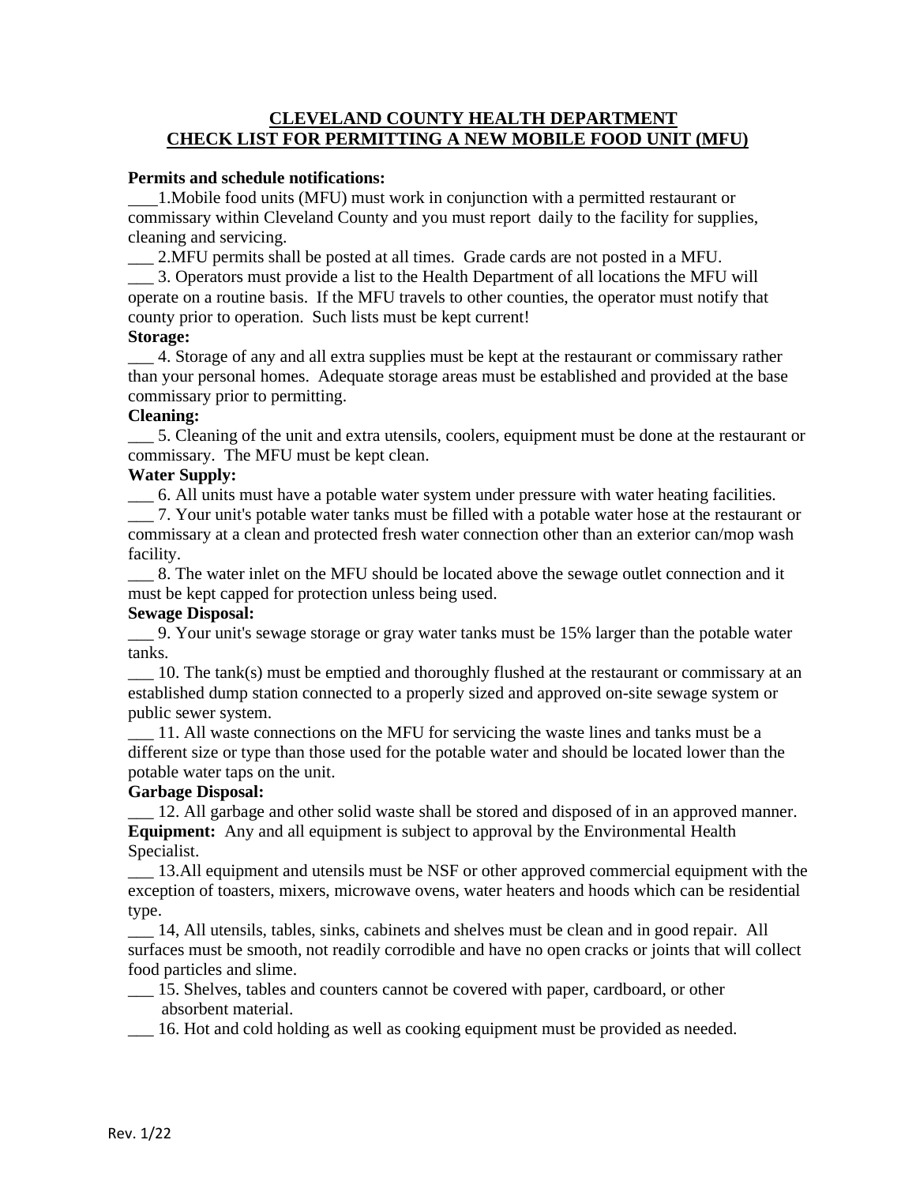# CLEVELAND COUNTY HEALTH DEPARTMENT
# CHECK LIST FOR PERMITTING A NEW MOBILE FOOD UNIT (MFU)

**Permits and schedule notifications:**

___1.Mobile food units (MFU) must work in conjunction with a permitted restaurant or commissary within Cleveland County and you must report daily to the facility for supplies, cleaning and servicing.

___ 2.MFU permits shall be posted at all times. Grade cards are not posted in a MFU.

___ 3. Operators must provide a list to the Health Department of all locations the MFU will operate on a routine basis. If the MFU travels to other counties, the operator must notify that county prior to operation. Such lists must be kept current!

**Storage:**

___ 4. Storage of any and all extra supplies must be kept at the restaurant or commissary rather than your personal homes. Adequate storage areas must be established and provided at the base commissary prior to permitting.

**Cleaning:**

___ 5. Cleaning of the unit and extra utensils, coolers, equipment must be done at the restaurant or commissary. The MFU must be kept clean.

**Water Supply:**

___ 6. All units must have a potable water system under pressure with water heating facilities.

___ 7. Your unit's potable water tanks must be filled with a potable water hose at the restaurant or commissary at a clean and protected fresh water connection other than an exterior can/mop wash facility.

___ 8. The water inlet on the MFU should be located above the sewage outlet connection and it must be kept capped for protection unless being used.

**Sewage Disposal:**

___ 9. Your unit's sewage storage or gray water tanks must be 15% larger than the potable water tanks.

___ 10. The tank(s) must be emptied and thoroughly flushed at the restaurant or commissary at an established dump station connected to a properly sized and approved on-site sewage system or public sewer system.

___ 11. All waste connections on the MFU for servicing the waste lines and tanks must be a different size or type than those used for the potable water and should be located lower than the potable water taps on the unit.

**Garbage Disposal:**

___ 12. All garbage and other solid waste shall be stored and disposed of in an approved manner.

**Equipment:** Any and all equipment is subject to approval by the Environmental Health Specialist.

___ 13.All equipment and utensils must be NSF or other approved commercial equipment with the exception of toasters, mixers, microwave ovens, water heaters and hoods which can be residential type.

___ 14, All utensils, tables, sinks, cabinets and shelves must be clean and in good repair. All surfaces must be smooth, not readily corrodible and have no open cracks or joints that will collect food particles and slime.

___ 15. Shelves, tables and counters cannot be covered with paper, cardboard, or other absorbent material.

___ 16. Hot and cold holding as well as cooking equipment must be provided as needed.

Rev. 1/22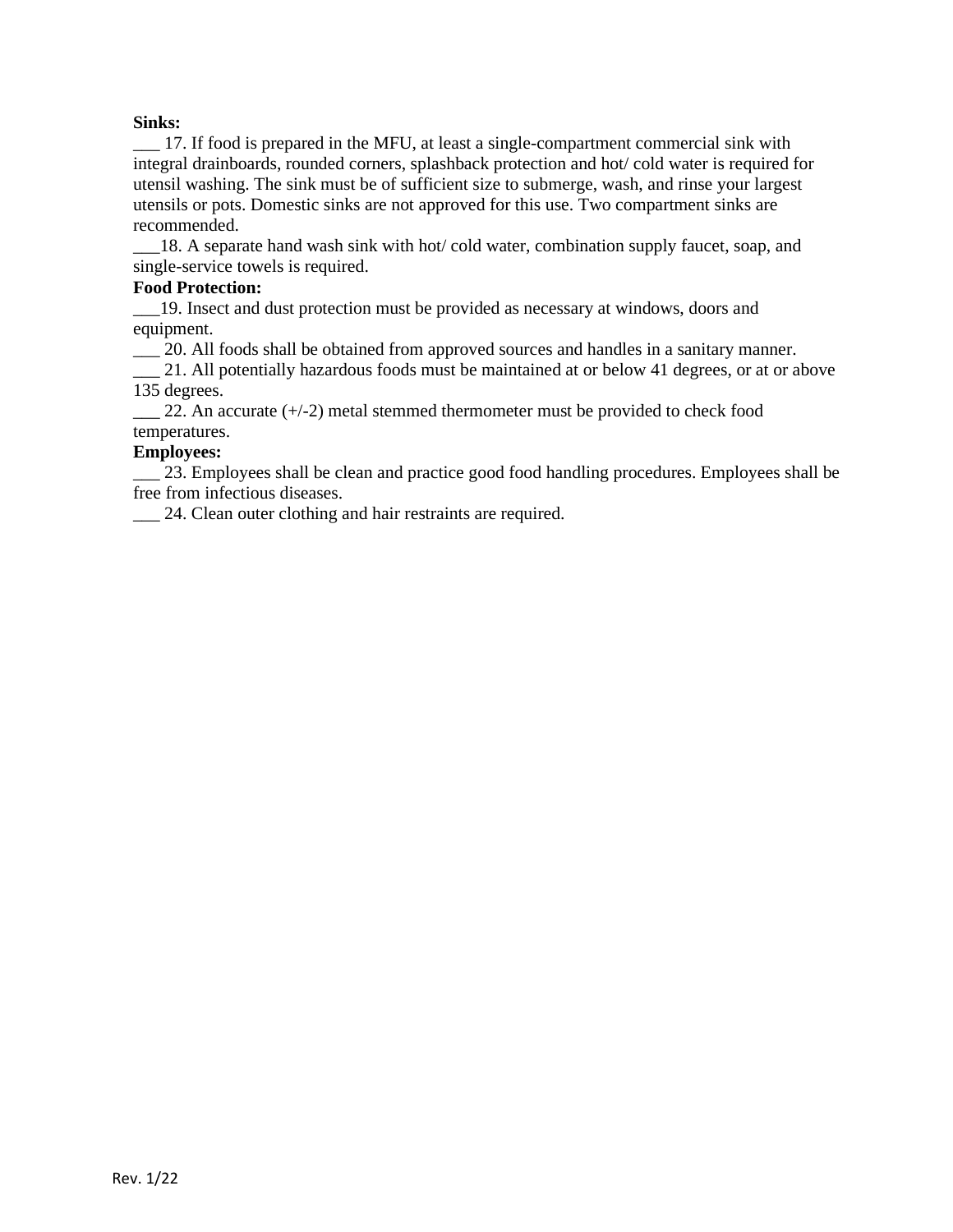**Sinks:**

___ 17. If food is prepared in the MFU, at least a single-compartment commercial sink with integral drainboards, rounded corners, splashback protection and hot/ cold water is required for utensil washing. The sink must be of sufficient size to submerge, wash, and rinse your largest utensils or pots. Domestic sinks are not approved for this use. Two compartment sinks are recommended.

___18. A separate hand wash sink with hot/ cold water, combination supply faucet, soap, and single-service towels is required.

**Food Protection:**

___19. Insect and dust protection must be provided as necessary at windows, doors and equipment.

___ 20. All foods shall be obtained from approved sources and handles in a sanitary manner.

___ 21. All potentially hazardous foods must be maintained at or below 41 degrees, or at or above 135 degrees.

___ 22. An accurate (+/-2) metal stemmed thermometer must be provided to check food temperatures.

**Employees:**

___ 23. Employees shall be clean and practice good food handling procedures. Employees shall be free from infectious diseases.

___ 24. Clean outer clothing and hair restraints are required.

Rev. 1/22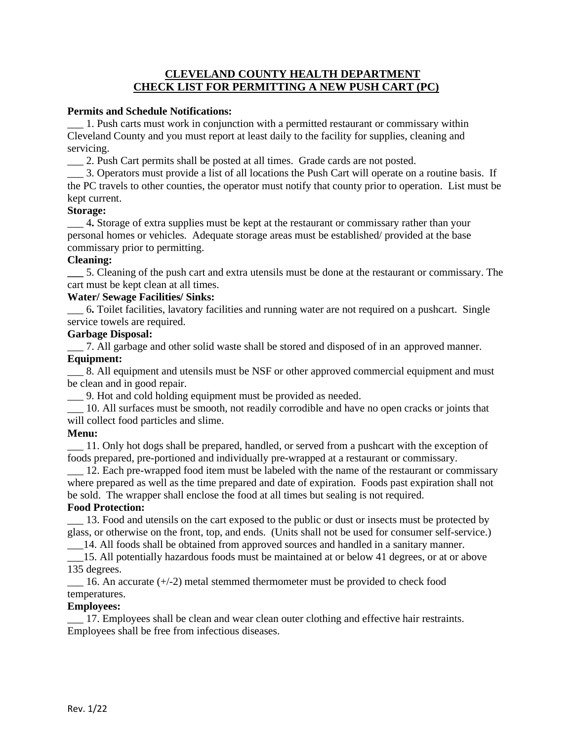# CLEVELAND COUNTY HEALTH DEPARTMENT
# CHECK LIST FOR PERMITTING A NEW PUSH CART (PC)

**Permits and Schedule Notifications:**

___ 1. Push carts must work in conjunction with a permitted restaurant or commissary within Cleveland County and you must report at least daily to the facility for supplies, cleaning and servicing.

___ 2. Push Cart permits shall be posted at all times. Grade cards are not posted.

___ 3. Operators must provide a list of all locations the Push Cart will operate on a routine basis. If the PC travels to other counties, the operator must notify that county prior to operation. List must be kept current.

**Storage:**

___ 4**.** Storage of extra supplies must be kept at the restaurant or commissary rather than your personal homes or vehicles. Adequate storage areas must be established/ provided at the base commissary prior to permitting.

**Cleaning:**

**___** 5. Cleaning of the push cart and extra utensils must be done at the restaurant or commissary. The cart must be kept clean at all times.

**Water/ Sewage Facilities/ Sinks:**

___ 6**.** Toilet facilities, lavatory facilities and running water are not required on a pushcart. Single service towels are required.

**Garbage Disposal:**

___ 7. All garbage and other solid waste shall be stored and disposed of in an approved manner.

**Equipment:**

___ 8. All equipment and utensils must be NSF or other approved commercial equipment and must be clean and in good repair.

___ 9. Hot and cold holding equipment must be provided as needed.

___ 10. All surfaces must be smooth, not readily corrodible and have no open cracks or joints that will collect food particles and slime.

**Menu:**

___ 11. Only hot dogs shall be prepared, handled, or served from a pushcart with the exception of foods prepared, pre-portioned and individually pre-wrapped at a restaurant or commissary.

___ 12. Each pre-wrapped food item must be labeled with the name of the restaurant or commissary where prepared as well as the time prepared and date of expiration. Foods past expiration shall not be sold. The wrapper shall enclose the food at all times but sealing is not required.

**Food Protection:**

___ 13. Food and utensils on the cart exposed to the public or dust or insects must be protected by glass, or otherwise on the front, top, and ends. (Units shall not be used for consumer self-service.)

___14. All foods shall be obtained from approved sources and handled in a sanitary manner.

___15. All potentially hazardous foods must be maintained at or below 41 degrees, or at or above 135 degrees.

___ 16. An accurate (+/-2) metal stemmed thermometer must be provided to check food temperatures.

**Employees:**

___ 17. Employees shall be clean and wear clean outer clothing and effective hair restraints. Employees shall be free from infectious diseases.

Rev. 1/22